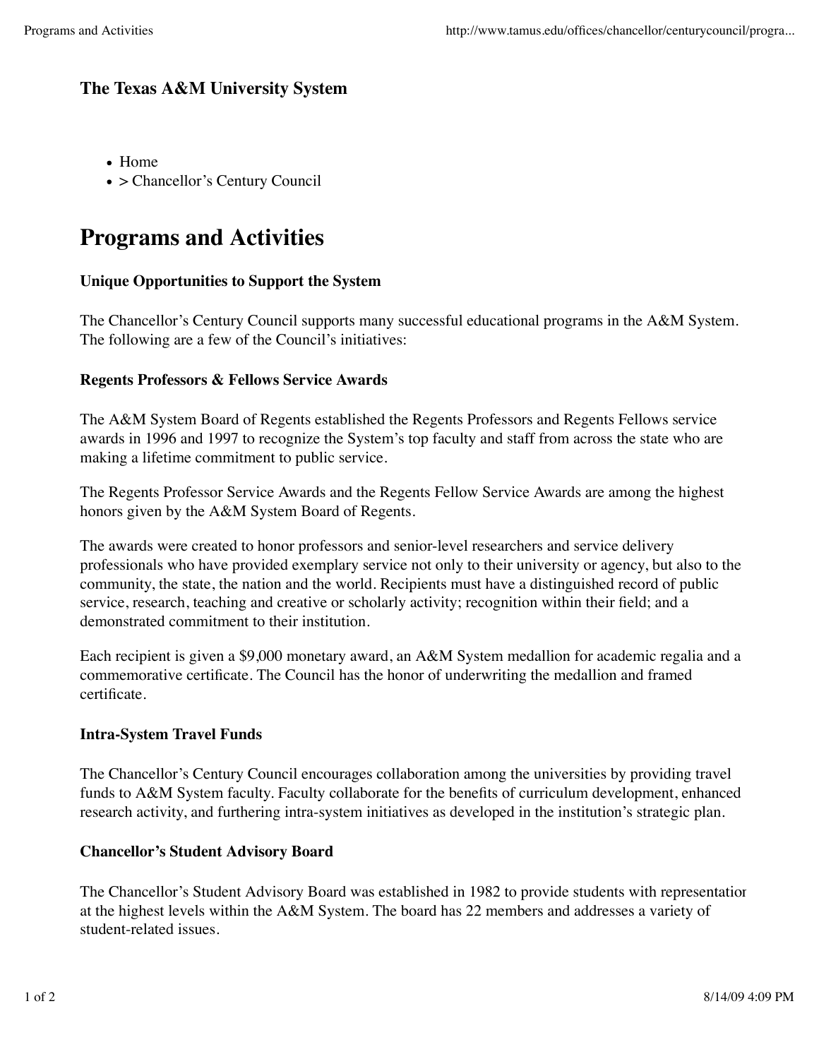**The Texas A&M University System**

- Home
- > Chancellor's Century Council

# Programs and Activities

### Unique Opportunities to Support the System

The Chancellor's Century Council supports many successful educational programs in the A&M System. The following are a few of the Council's initiatives:

### Regents Professors & Fellows Service Awards

The A&M System Board of Regents established the Regents Professors and Regents Fellows service awards in 1996 and 1997 to recognize the System's top faculty and staff from across the state who are making a lifetime commitment to public service.

The Regents Professor Service Awards and the Regents Fellow Service Awards are among the highest honors given by the A&M System Board of Regents.

The awards were created to honor professors and senior-level researchers and service delivery professionals who have provided exemplary service not only to their university or agency, but also to the community, the state, the nation and the world. Recipients must have a distinguished record of public service, research, teaching and creative or scholarly activity; recognition within their field; and a demonstrated commitment to their institution.

Each recipient is given a $9,000 monetary award, an A&M System medallion for academic regalia and a commemorative certificate. The Council has the honor of underwriting the medallion and framed certificate.

### Intra-System Travel Funds

The Chancellor's Century Council encourages collaboration among the universities by providing travel funds to A&M System faculty. Faculty collaborate for the benefits of curriculum development, enhanced research activity, and furthering intra-system initiatives as developed in the institution's strategic plan.

### Chancellor's Student Advisory Board

The Chancellor's Student Advisory Board was established in 1982 to provide students with representation at the highest levels within the A&M System. The board has 22 members and addresses a variety of student-related issues.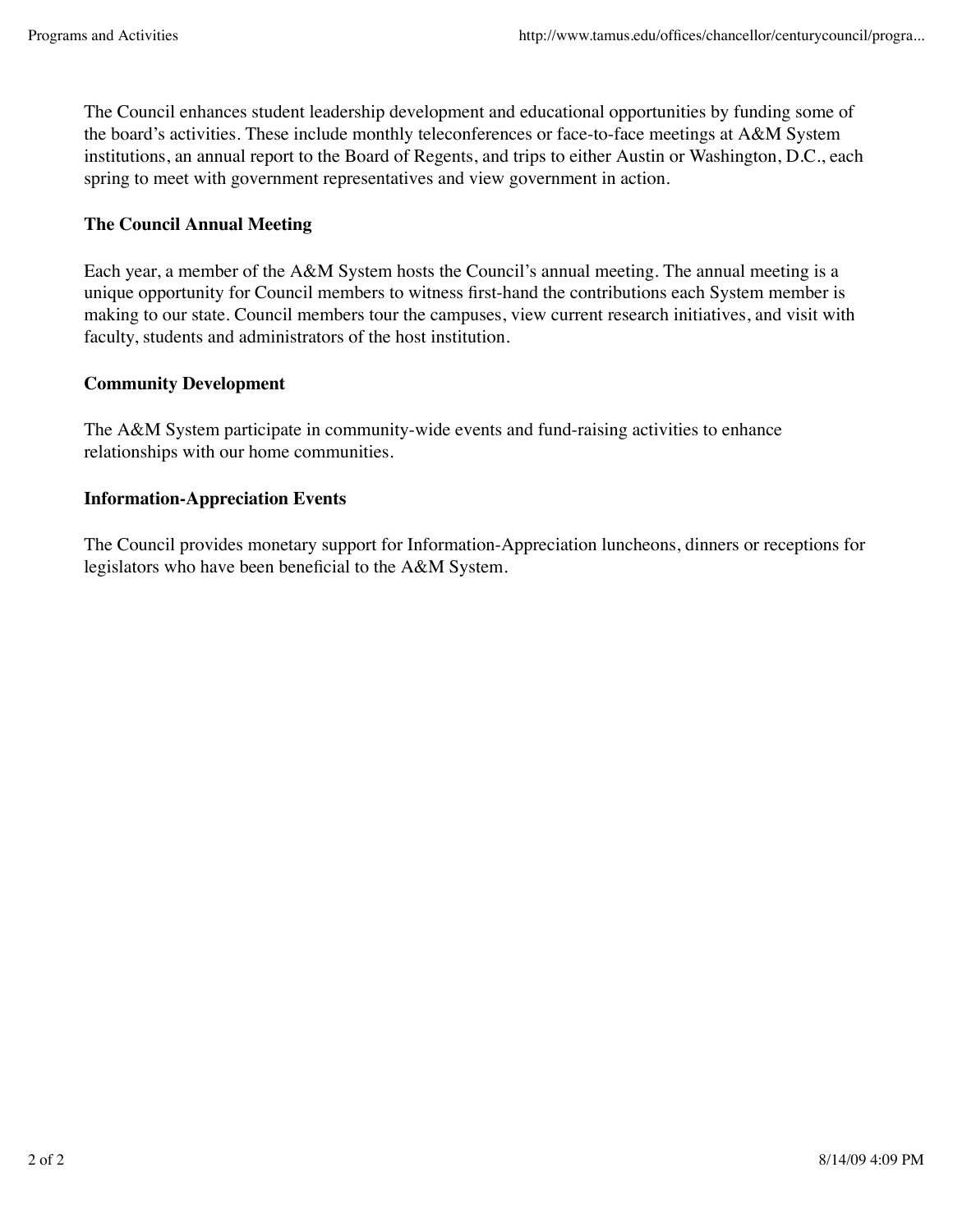The Council enhances student leadership development and educational opportunities by funding some of the board's activities. These include monthly teleconferences or face-to-face meetings at A&M System institutions, an annual report to the Board of Regents, and trips to either Austin or Washington, D.C., each spring to meet with government representatives and view government in action.

**The Council Annual Meeting**

Each year, a member of the A&M System hosts the Council's annual meeting. The annual meeting is a unique opportunity for Council members to witness first-hand the contributions each System member is making to our state. Council members tour the campuses, view current research initiatives, and visit with faculty, students and administrators of the host institution.

**Community Development**

The A&M System participate in community-wide events and fund-raising activities to enhance relationships with our home communities.

**Information-Appreciation Events**

The Council provides monetary support for Information-Appreciation luncheons, dinners or receptions for legislators who have been beneficial to the A&M System.